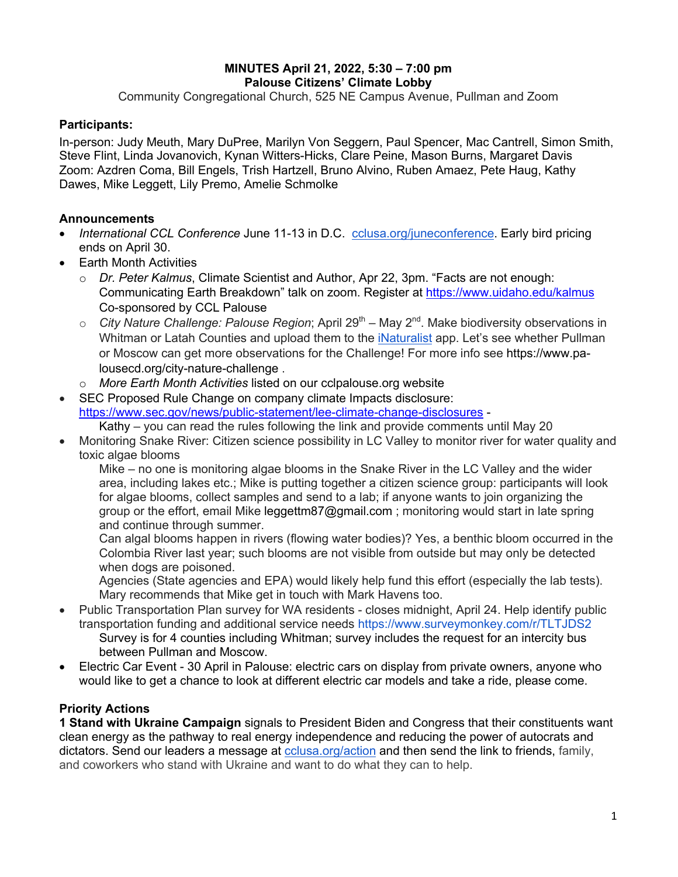**MINUTES April 21, 2022, 5:30 – 7:00 pm**
**Palouse Citizens' Climate Lobby**
Community Congregational Church, 525 NE Campus Avenue, Pullman and Zoom

**Participants:**

In-person: Judy Meuth, Mary DuPree, Marilyn Von Seggern, Paul Spencer, Mac Cantrell, Simon Smith, Steve Flint, Linda Jovanovich, Kynan Witters-Hicks, Clare Peine, Mason Burns, Margaret Davis
Zoom: Azdren Coma, Bill Engels, Trish Hartzell, Bruno Alvino, Ruben Amaez, Pete Haug, Kathy Dawes, Mike Leggett, Lily Premo, Amelie Schmolke

**Announcements**

- *International CCL Conference* June 11-13 in D.C. cclusa.org/juneconference. Early bird pricing ends on April 30.
- Earth Month Activities
  - *Dr. Peter Kalmus*, Climate Scientist and Author, Apr 22, 3pm. "Facts are not enough: Communicating Earth Breakdown" talk on zoom. Register at https://www.uidaho.edu/kalmus Co-sponsored by CCL Palouse
  - *City Nature Challenge: Palouse Region*; April 29th – May 2nd. Make biodiversity observations in Whitman or Latah Counties and upload them to the iNaturalist app. Let's see whether Pullman or Moscow can get more observations for the Challenge! For more info see https://www.palousecd.org/city-nature-challenge .
  - *More Earth Month Activities* listed on our cclpalouse.org website
- SEC Proposed Rule Change on company climate Impacts disclosure: https://www.sec.gov/news/public-statement/lee-climate-change-disclosures -
  Kathy – you can read the rules following the link and provide comments until May 20
- Monitoring Snake River: Citizen science possibility in LC Valley to monitor river for water quality and toxic algae blooms
  Mike – no one is monitoring algae blooms in the Snake River in the LC Valley and the wider area, including lakes etc.; Mike is putting together a citizen science group: participants will look for algae blooms, collect samples and send to a lab; if anyone wants to join organizing the group or the effort, email Mike leggettm87@gmail.com ; monitoring would start in late spring and continue through summer.
  Can algal blooms happen in rivers (flowing water bodies)? Yes, a benthic bloom occurred in the Colombia River last year; such blooms are not visible from outside but may only be detected when dogs are poisoned.
  Agencies (State agencies and EPA) would likely help fund this effort (especially the lab tests). Mary recommends that Mike get in touch with Mark Havens too.
- Public Transportation Plan survey for WA residents - closes midnight, April 24. Help identify public transportation funding and additional service needs https://www.surveymonkey.com/r/TLTJDS2
  Survey is for 4 counties including Whitman; survey includes the request for an intercity bus between Pullman and Moscow.
- Electric Car Event - 30 April in Palouse: electric cars on display from private owners, anyone who would like to get a chance to look at different electric car models and take a ride, please come.

**Priority Actions**

**1 Stand with Ukraine Campaign** signals to President Biden and Congress that their constituents want clean energy as the pathway to real energy independence and reducing the power of autocrats and dictators. Send our leaders a message at cclusa.org/action and then send the link to friends, family, and coworkers who stand with Ukraine and want to do what they can to help.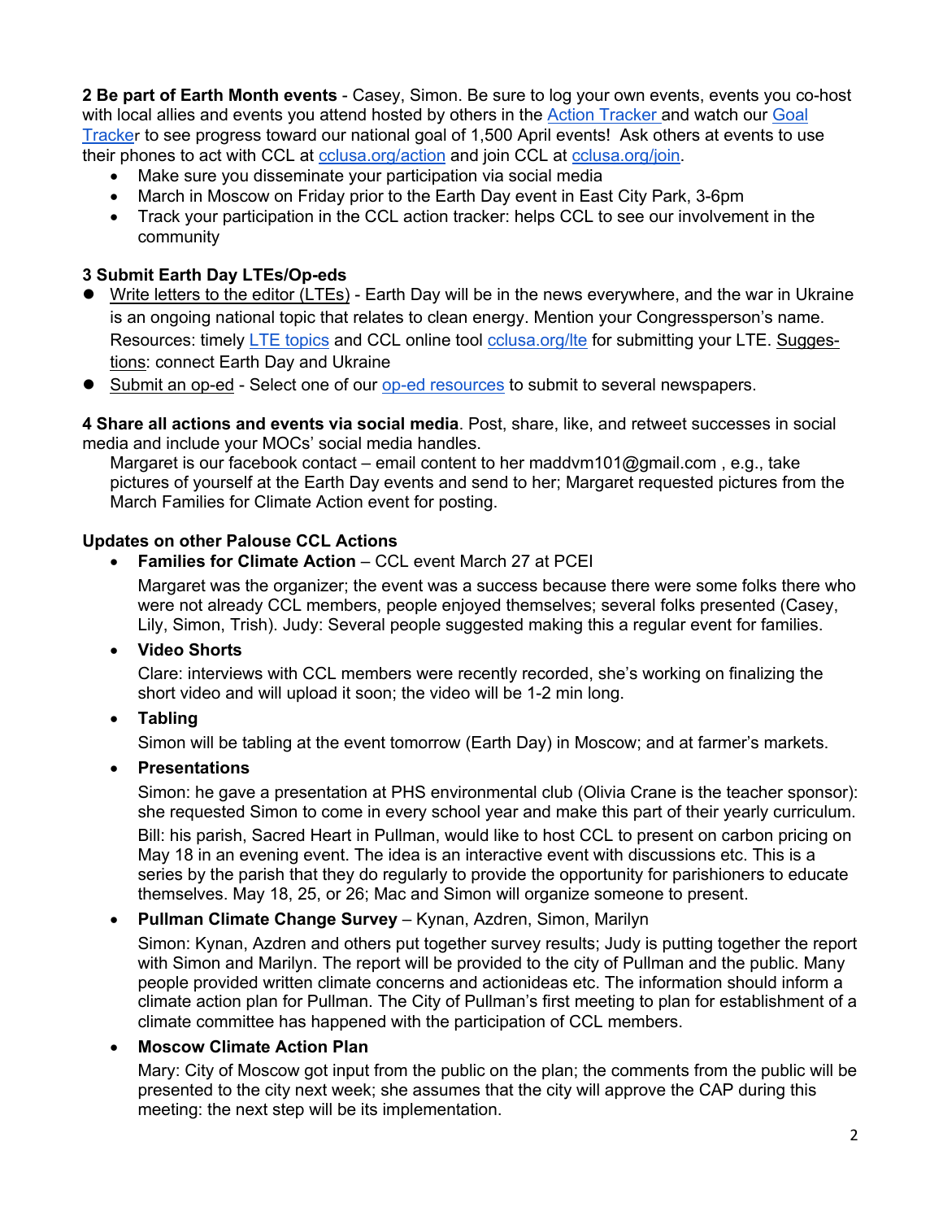**2 Be part of Earth Month events** - Casey, Simon. Be sure to log your own events, events you co-host with local allies and events you attend hosted by others in the Action Tracker and watch our Goal Tracker to see progress toward our national goal of 1,500 April events! Ask others at events to use their phones to act with CCL at cclusa.org/action and join CCL at cclusa.org/join.

- Make sure you disseminate your participation via social media
- March in Moscow on Friday prior to the Earth Day event in East City Park, 3-6pm
- Track your participation in the CCL action tracker: helps CCL to see our involvement in the community

**3 Submit Earth Day LTEs/Op-eds**

- Write letters to the editor (LTEs) - Earth Day will be in the news everywhere, and the war in Ukraine is an ongoing national topic that relates to clean energy. Mention your Congressperson's name. Resources: timely LTE topics and CCL online tool cclusa.org/lte for submitting your LTE. Suggestions: connect Earth Day and Ukraine
- Submit an op-ed - Select one of our op-ed resources to submit to several newspapers.

**4 Share all actions and events via social media**. Post, share, like, and retweet successes in social media and include your MOCs' social media handles.

Margaret is our facebook contact – email content to her maddvm101@gmail.com , e.g., take pictures of yourself at the Earth Day events and send to her; Margaret requested pictures from the March Families for Climate Action event for posting.

**Updates on other Palouse CCL Actions**

- **Families for Climate Action** – CCL event March 27 at PCEI

  Margaret was the organizer; the event was a success because there were some folks there who were not already CCL members, people enjoyed themselves; several folks presented (Casey, Lily, Simon, Trish). Judy: Several people suggested making this a regular event for families.

- **Video Shorts**

  Clare: interviews with CCL members were recently recorded, she's working on finalizing the short video and will upload it soon; the video will be 1-2 min long.

- **Tabling**

  Simon will be tabling at the event tomorrow (Earth Day) in Moscow; and at farmer's markets.

- **Presentations**

  Simon: he gave a presentation at PHS environmental club (Olivia Crane is the teacher sponsor): she requested Simon to come in every school year and make this part of their yearly curriculum.

  Bill: his parish, Sacred Heart in Pullman, would like to host CCL to present on carbon pricing on May 18 in an evening event. The idea is an interactive event with discussions etc. This is a series by the parish that they do regularly to provide the opportunity for parishioners to educate themselves. May 18, 25, or 26; Mac and Simon will organize someone to present.

- **Pullman Climate Change Survey** – Kynan, Azdren, Simon, Marilyn

  Simon: Kynan, Azdren and others put together survey results; Judy is putting together the report with Simon and Marilyn. The report will be provided to the city of Pullman and the public. Many people provided written climate concerns and actionideas etc. The information should inform a climate action plan for Pullman. The City of Pullman's first meeting to plan for establishment of a climate committee has happened with the participation of CCL members.

- **Moscow Climate Action Plan**

  Mary: City of Moscow got input from the public on the plan; the comments from the public will be presented to the city next week; she assumes that the city will approve the CAP during this meeting: the next step will be its implementation.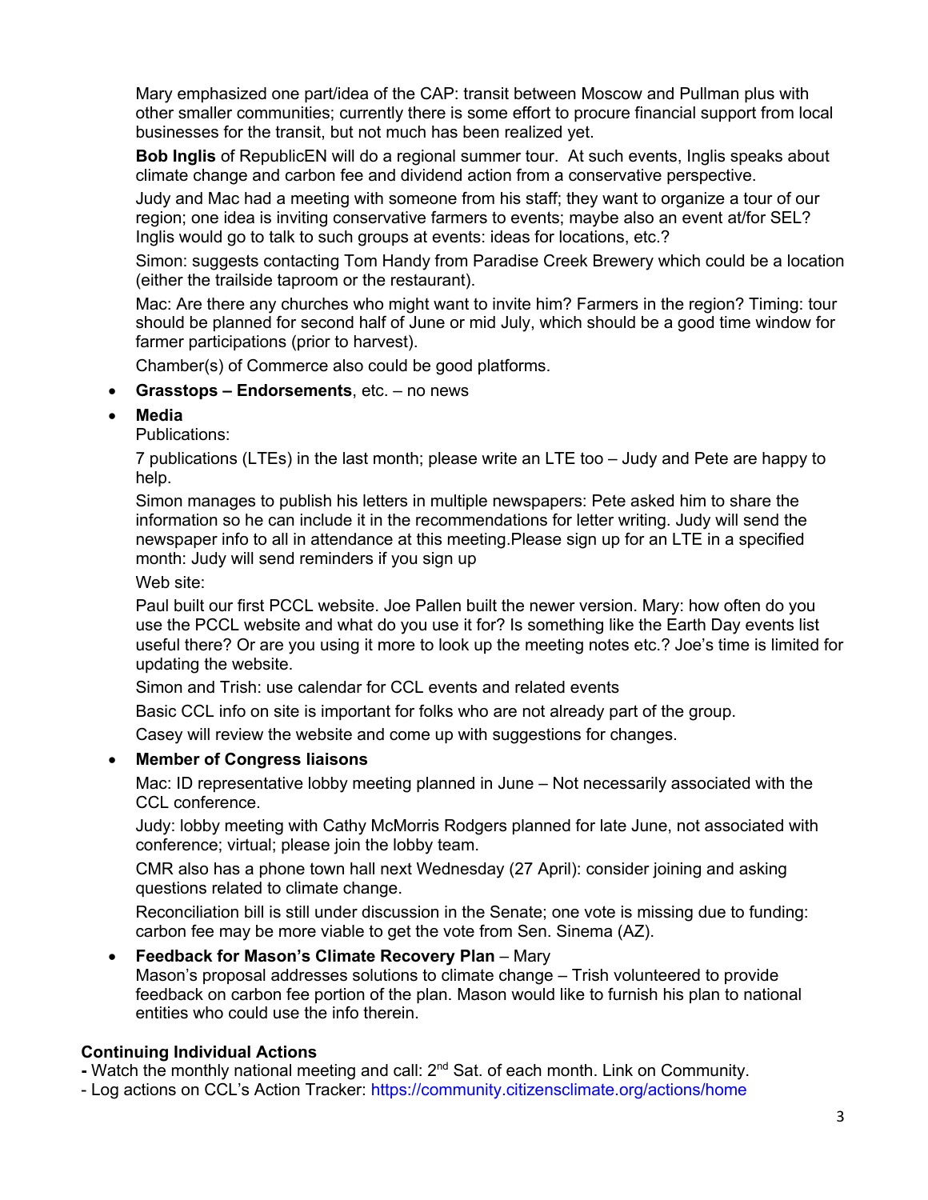Mary emphasized one part/idea of the CAP: transit between Moscow and Pullman plus with other smaller communities; currently there is some effort to procure financial support from local businesses for the transit, but not much has been realized yet.

**Bob Inglis** of RepublicEN will do a regional summer tour. At such events, Inglis speaks about climate change and carbon fee and dividend action from a conservative perspective.

Judy and Mac had a meeting with someone from his staff; they want to organize a tour of our region; one idea is inviting conservative farmers to events; maybe also an event at/for SEL? Inglis would go to talk to such groups at events: ideas for locations, etc.?

Simon: suggests contacting Tom Handy from Paradise Creek Brewery which could be a location (either the trailside taproom or the restaurant).

Mac: Are there any churches who might want to invite him? Farmers in the region? Timing: tour should be planned for second half of June or mid July, which should be a good time window for farmer participations (prior to harvest).

Chamber(s) of Commerce also could be good platforms.

- **Grasstops – Endorsements**, etc. – no news
- **Media**

  Publications:

  7 publications (LTEs) in the last month; please write an LTE too – Judy and Pete are happy to help.

  Simon manages to publish his letters in multiple newspapers: Pete asked him to share the information so he can include it in the recommendations for letter writing. Judy will send the newspaper info to all in attendance at this meeting.Please sign up for an LTE in a specified month: Judy will send reminders if you sign up

  Web site:

  Paul built our first PCCL website. Joe Pallen built the newer version. Mary: how often do you use the PCCL website and what do you use it for? Is something like the Earth Day events list useful there? Or are you using it more to look up the meeting notes etc.? Joe's time is limited for updating the website.

  Simon and Trish: use calendar for CCL events and related events

  Basic CCL info on site is important for folks who are not already part of the group.

  Casey will review the website and come up with suggestions for changes.

- **Member of Congress liaisons**

  Mac: ID representative lobby meeting planned in June – Not necessarily associated with the CCL conference.

  Judy: lobby meeting with Cathy McMorris Rodgers planned for late June, not associated with conference; virtual; please join the lobby team.

  CMR also has a phone town hall next Wednesday (27 April): consider joining and asking questions related to climate change.

  Reconciliation bill is still under discussion in the Senate; one vote is missing due to funding: carbon fee may be more viable to get the vote from Sen. Sinema (AZ).

- **Feedback for Mason's Climate Recovery Plan** – Mary

  Mason's proposal addresses solutions to climate change – Trish volunteered to provide feedback on carbon fee portion of the plan. Mason would like to furnish his plan to national entities who could use the info therein.

**Continuing Individual Actions**

- Watch the monthly national meeting and call: 2nd Sat. of each month. Link on Community.
- Log actions on CCL's Action Tracker: https://community.citizensclimate.org/actions/home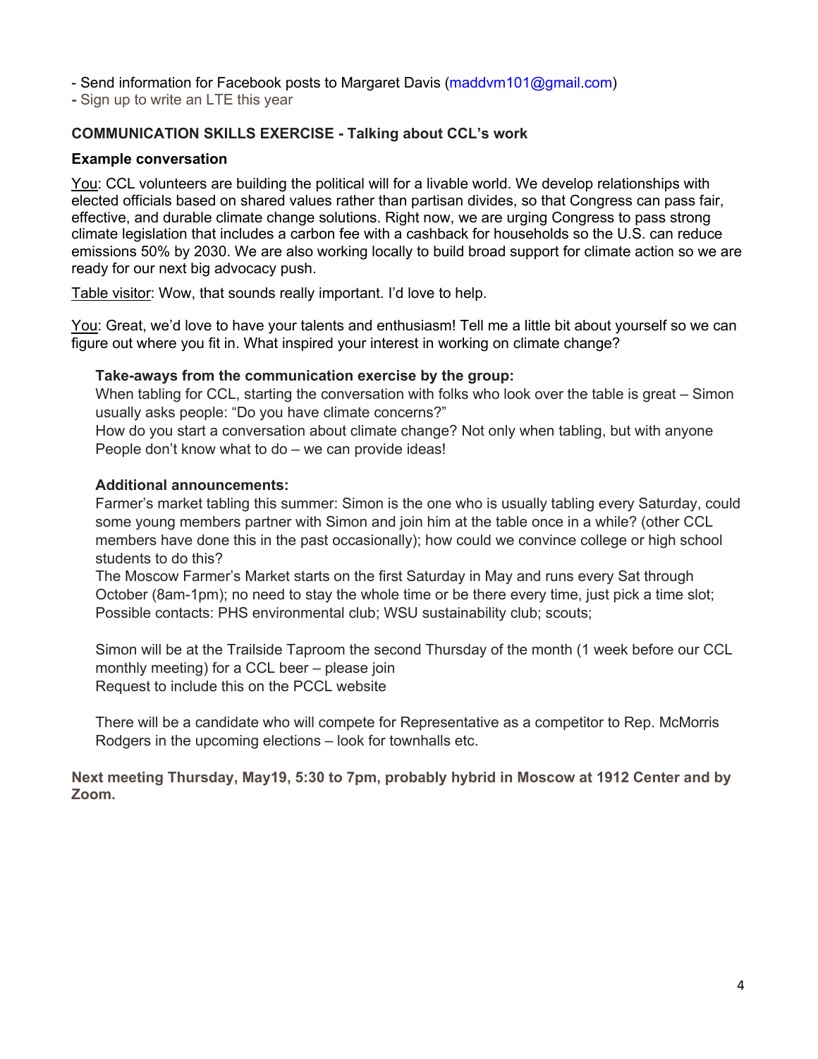- Send information for Facebook posts to Margaret Davis (maddvm101@gmail.com)
- Sign up to write an LTE this year

**COMMUNICATION SKILLS EXERCISE - Talking about CCL's work**

**Example conversation**

You: CCL volunteers are building the political will for a livable world. We develop relationships with elected officials based on shared values rather than partisan divides, so that Congress can pass fair, effective, and durable climate change solutions. Right now, we are urging Congress to pass strong climate legislation that includes a carbon fee with a cashback for households so the U.S. can reduce emissions 50% by 2030. We are also working locally to build broad support for climate action so we are ready for our next big advocacy push.

Table visitor: Wow, that sounds really important. I'd love to help.

You: Great, we'd love to have your talents and enthusiasm! Tell me a little bit about yourself so we can figure out where you fit in. What inspired your interest in working on climate change?

**Take-aways from the communication exercise by the group:**

When tabling for CCL, starting the conversation with folks who look over the table is great – Simon usually asks people: "Do you have climate concerns?"

How do you start a conversation about climate change? Not only when tabling, but with anyone

People don't know what to do – we can provide ideas!

**Additional announcements:**

Farmer's market tabling this summer: Simon is the one who is usually tabling every Saturday, could some young members partner with Simon and join him at the table once in a while? (other CCL members have done this in the past occasionally); how could we convince college or high school students to do this?

The Moscow Farmer's Market starts on the first Saturday in May and runs every Sat through October (8am-1pm); no need to stay the whole time or be there every time, just pick a time slot; Possible contacts: PHS environmental club; WSU sustainability club; scouts;

Simon will be at the Trailside Taproom the second Thursday of the month (1 week before our CCL monthly meeting) for a CCL beer – please join

Request to include this on the PCCL website

There will be a candidate who will compete for Representative as a competitor to Rep. McMorris Rodgers in the upcoming elections – look for townhalls etc.

**Next meeting Thursday, May19, 5:30 to 7pm, probably hybrid in Moscow at 1912 Center and by Zoom.**